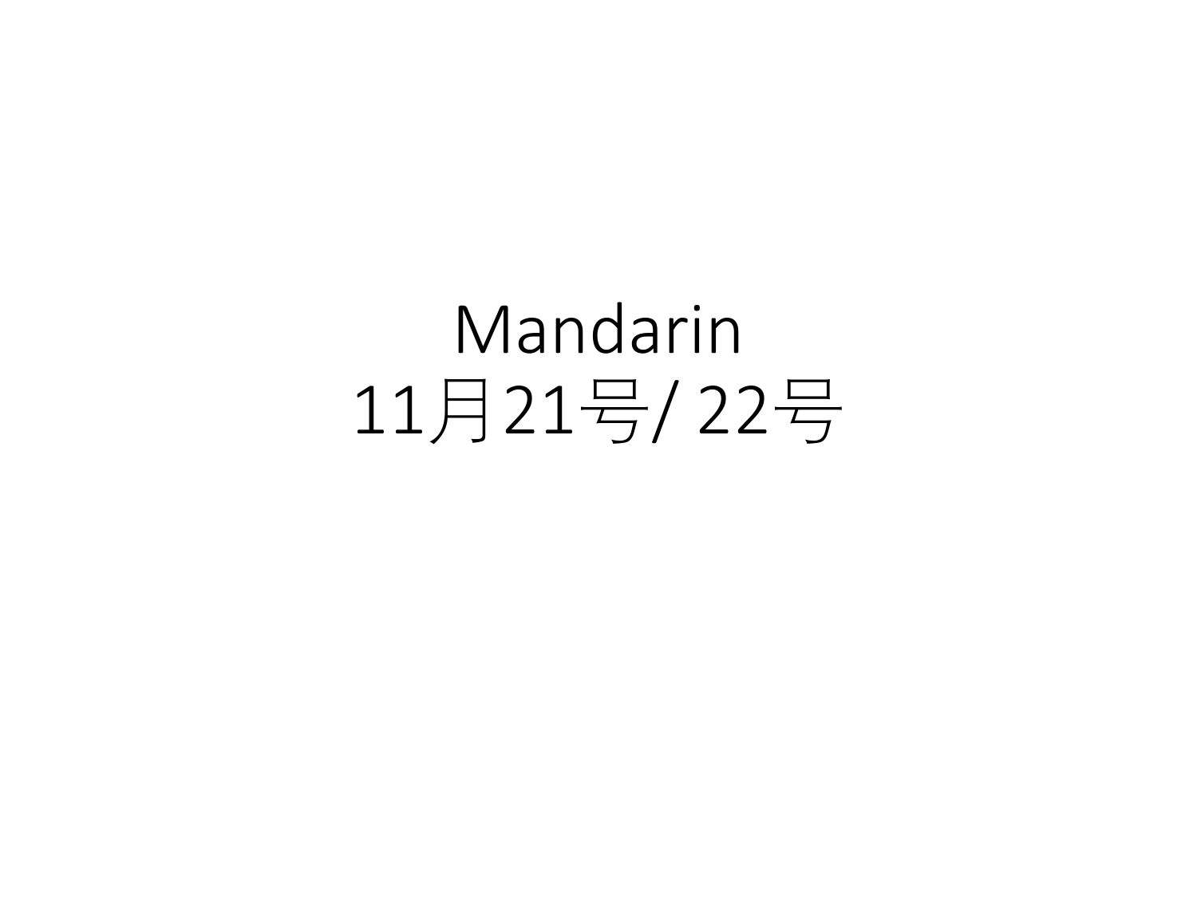# Mandarin
# 11月21号/ 22号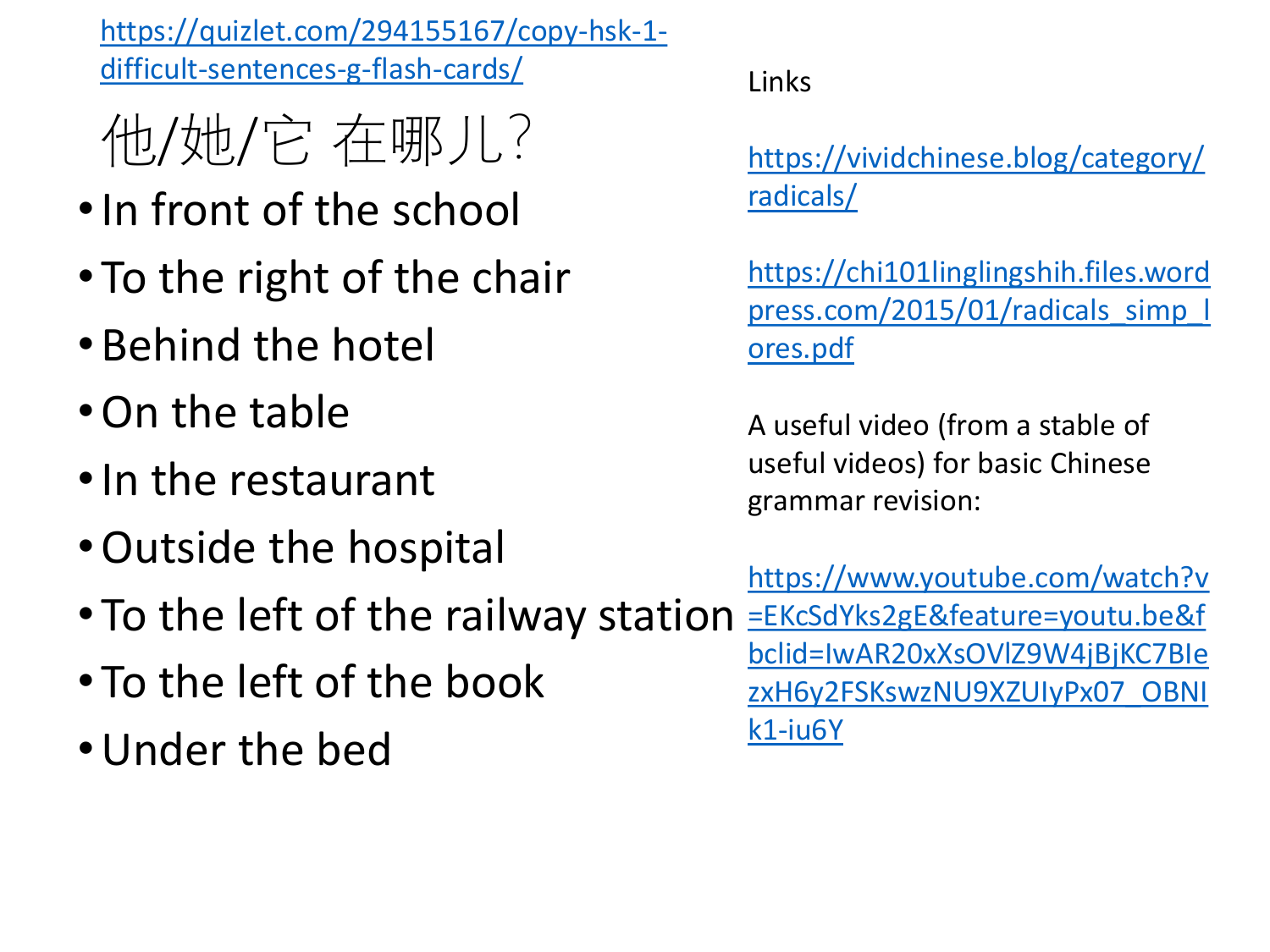https://quizlet.com/294155167/copy-hsk-1-difficult-sentences-g-flash-cards/

# 他/她/它 在哪儿?

- In front of the school
- To the right of the chair
- Behind the hotel
- On the table
- In the restaurant
- Outside the hospital
- To the left of the railway station
- To the left of the book
- Under the bed

Links

https://vividchinese.blog/category/radicals/

https://chi101linglingshih.files.wordpress.com/2015/01/radicals_simp_lores.pdf

A useful video (from a stable of useful videos) for basic Chinese grammar revision:

https://www.youtube.com/watch?v=EKcSdYks2gE&feature=youtu.be&fbclid=IwAR20xXsOVlZ9W4jBjKC7BIezxH6y2FSKswzNU9XZUIyPx07_OBNIk1-iu6Y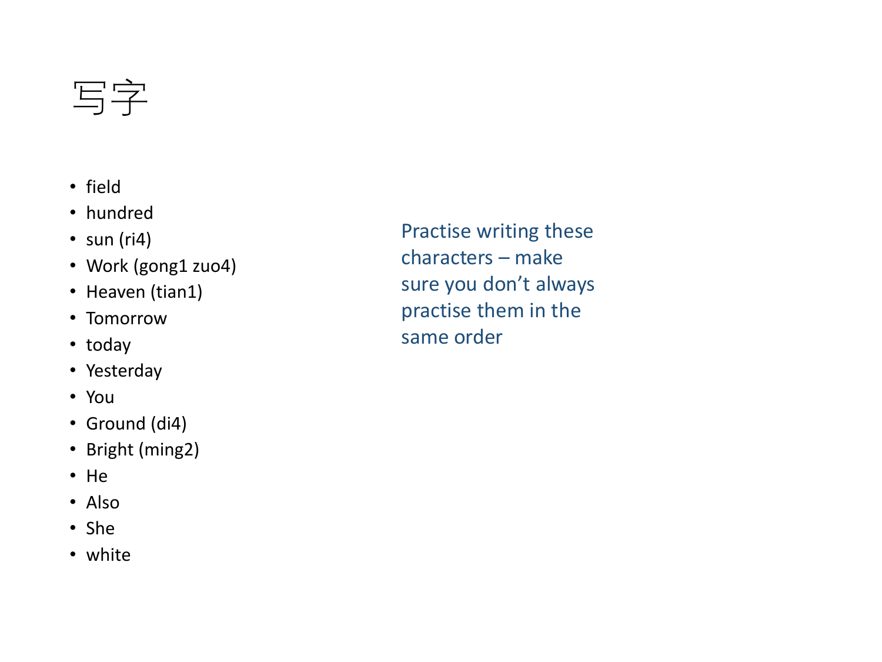# 写字

- field
- hundred
- sun (ri4)
- Work (gong1 zuo4)
- Heaven (tian1)
- Tomorrow
- today
- Yesterday
- You
- Ground (di4)
- Bright (ming2)
- He
- Also
- She
- white

Practise writing these characters – make sure you don't always practise them in the same order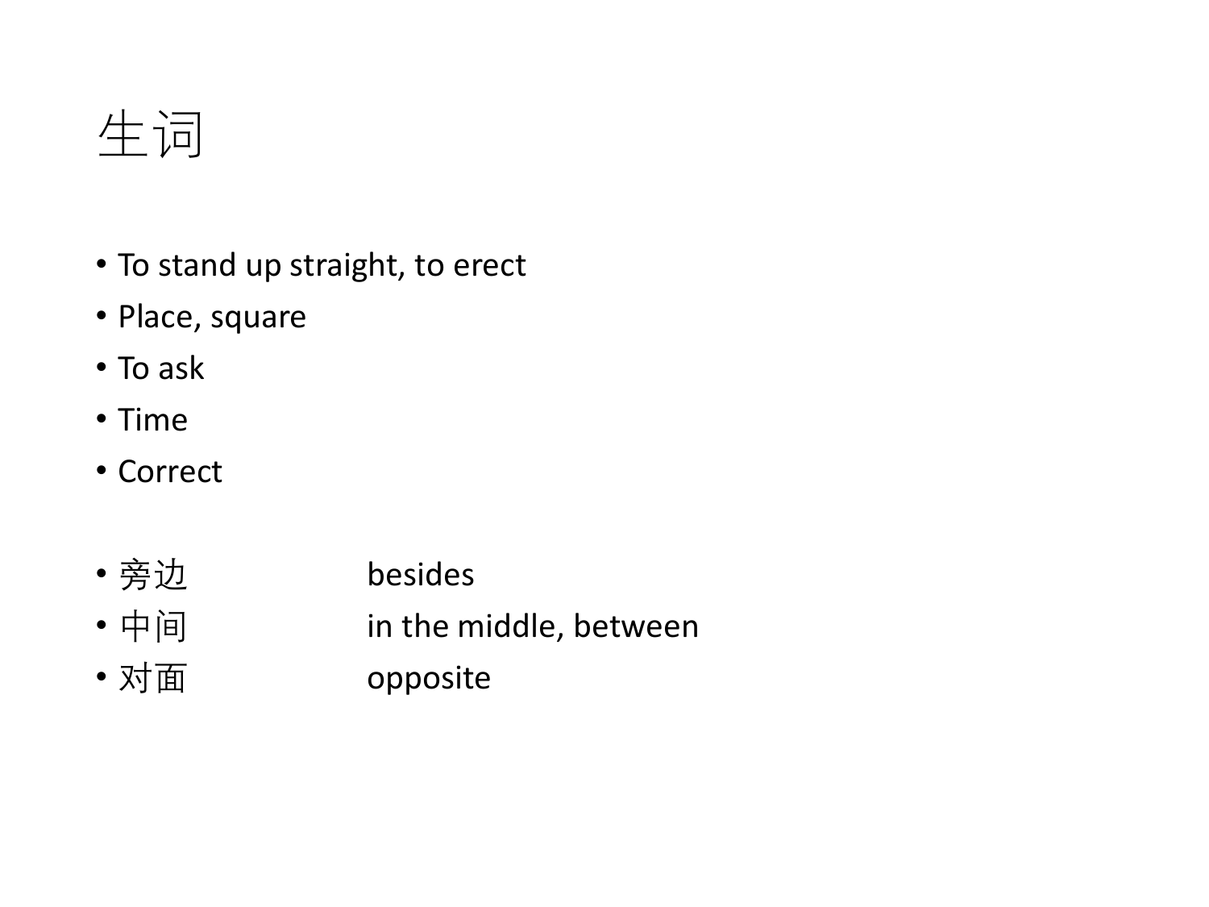# 生词

- To stand up straight, to erect
- Place, square
- To ask
- Time
- Correct

- 旁边 besides
- 中间 in the middle, between
- 对面 opposite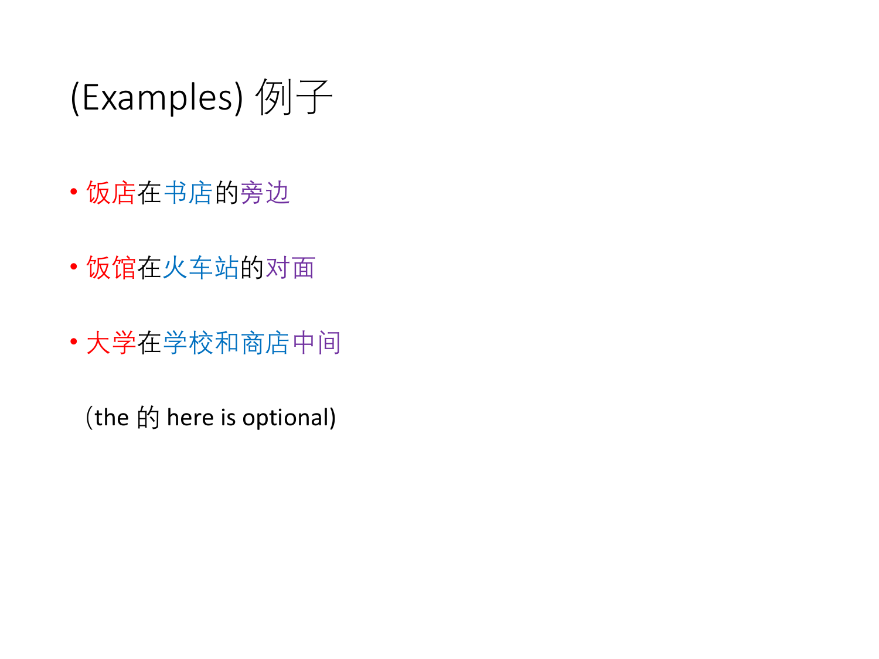# (Examples) 例子

- 饭店在书店的旁边
- 饭馆在火车站的对面
- 大学在学校和商店中间

(the 的 here is optional)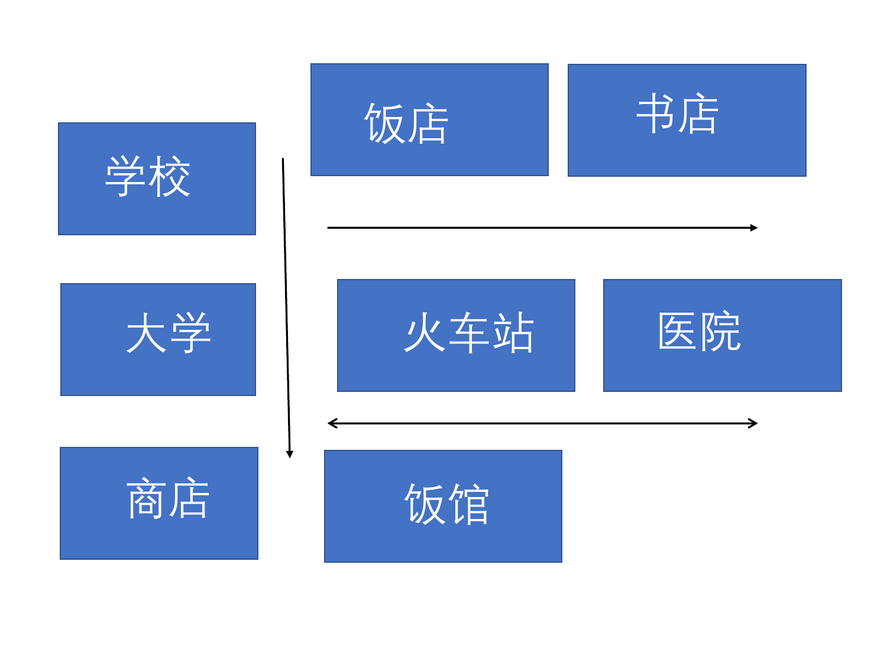学校

大学

商店

饭店

书店

火车站

医院

饭馆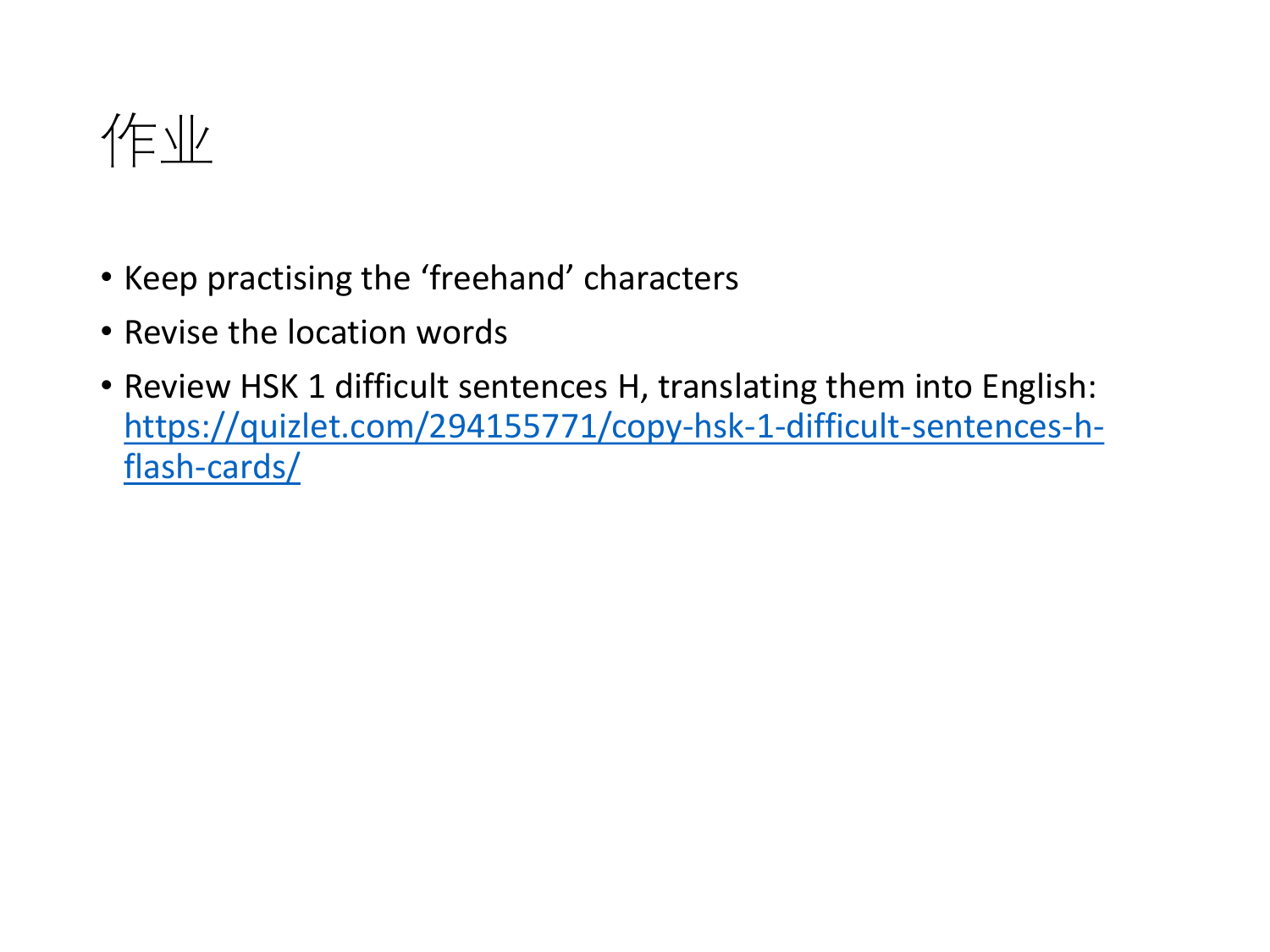# 作业

- Keep practising the ‘freehand’ characters
- Revise the location words
- Review HSK 1 difficult sentences H, translating them into English: [https://quizlet.com/294155771/copy-hsk-1-difficult-sentences-h-flash-cards/](https://quizlet.com/294155771/copy-hsk-1-difficult-sentences-h-flash-cards/)